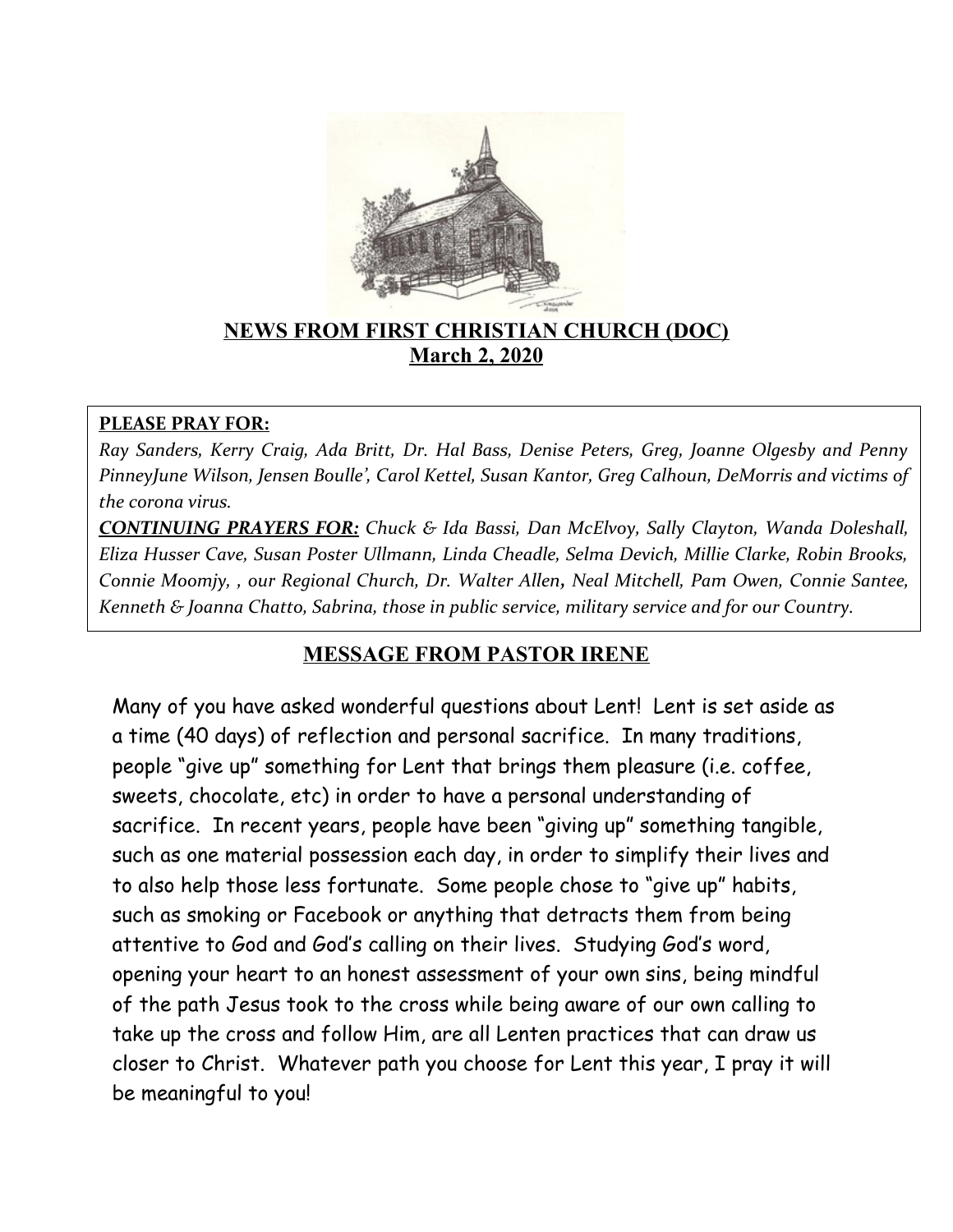## NEWS FROM FIRST CHRISTIAN CHURCH (DOC)
## March 2, 2020

**PLEASE PRAY FOR:**
*Ray Sanders, Kerry Craig, Ada Britt, Dr. Hal Bass, Denise Peters, Greg, Joanne Olgesby and Penny PinneyJune Wilson, Jensen Boulle', Carol Kettel, Susan Kantor, Greg Calhoun, DeMorris and victims of the corona virus.*

***CONTINUING PRAYERS FOR:*** *Chuck & Ida Bassi, Dan McElvoy, Sally Clayton, Wanda Doleshall, Eliza Husser Cave, Susan Poster Ullmann, Linda Cheadle, Selma Devich, Millie Clarke, Robin Brooks, Connie Moomjy, , our Regional Church, Dr. Walter Allen, Neal Mitchell, Pam Owen, Connie Santee, Kenneth & Joanna Chatto, Sabrina, those in public service, military service and for our Country.*

## MESSAGE FROM PASTOR IRENE

Many of you have asked wonderful questions about Lent! Lent is set aside as a time (40 days) of reflection and personal sacrifice. In many traditions, people "give up" something for Lent that brings them pleasure (i.e. coffee, sweets, chocolate, etc) in order to have a personal understanding of sacrifice. In recent years, people have been "giving up" something tangible, such as one material possession each day, in order to simplify their lives and to also help those less fortunate. Some people chose to "give up" habits, such as smoking or Facebook or anything that detracts them from being attentive to God and God's calling on their lives. Studying God's word, opening your heart to an honest assessment of your own sins, being mindful of the path Jesus took to the cross while being aware of our own calling to take up the cross and follow Him, are all Lenten practices that can draw us closer to Christ. Whatever path you choose for Lent this year, I pray it will be meaningful to you!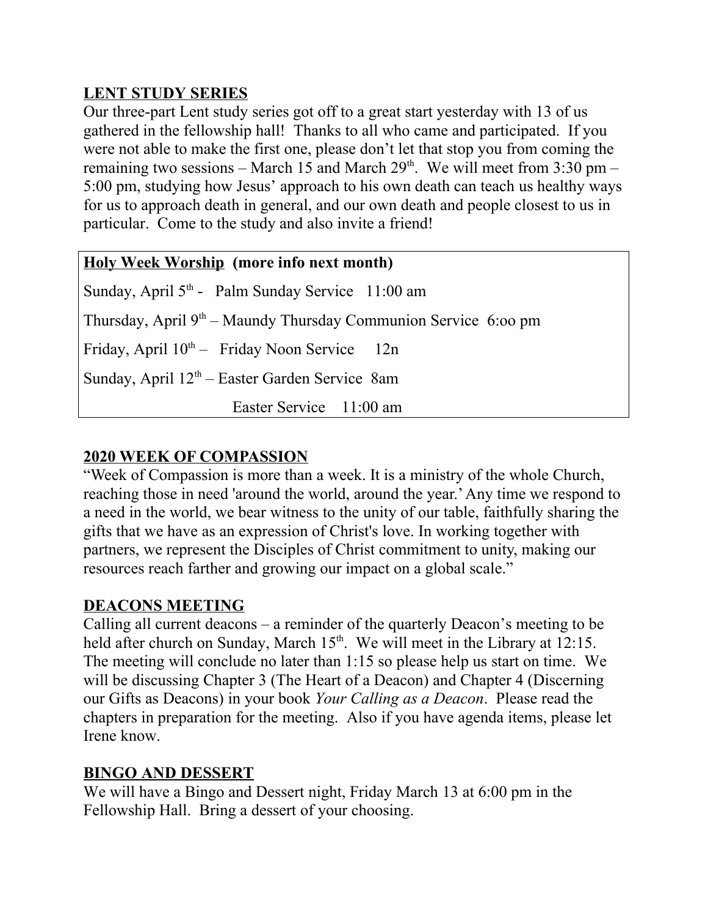## LENT STUDY SERIES

Our three-part Lent study series got off to a great start yesterday with 13 of us gathered in the fellowship hall! Thanks to all who came and participated. If you were not able to make the first one, please don't let that stop you from coming the remaining two sessions – March 15 and March 29th. We will meet from 3:30 pm – 5:00 pm, studying how Jesus' approach to his own death can teach us healthy ways for us to approach death in general, and our own death and people closest to us in particular. Come to the study and also invite a friend!

**Holy Week Worship (more info next month)**

Sunday, April 5th - Palm Sunday Service 11:00 am

Thursday, April 9th – Maundy Thursday Communion Service 6:oo pm

Friday, April 10th – Friday Noon Service 12n

Sunday, April 12th – Easter Garden Service 8am

Easter Service 11:00 am

## 2020 WEEK OF COMPASSION

"Week of Compassion is more than a week. It is a ministry of the whole Church, reaching those in need 'around the world, around the year.' Any time we respond to a need in the world, we bear witness to the unity of our table, faithfully sharing the gifts that we have as an expression of Christ's love. In working together with partners, we represent the Disciples of Christ commitment to unity, making our resources reach farther and growing our impact on a global scale."

## DEACONS MEETING

Calling all current deacons – a reminder of the quarterly Deacon's meeting to be held after church on Sunday, March 15th. We will meet in the Library at 12:15. The meeting will conclude no later than 1:15 so please help us start on time. We will be discussing Chapter 3 (The Heart of a Deacon) and Chapter 4 (Discerning our Gifts as Deacons) in your book *Your Calling as a Deacon*. Please read the chapters in preparation for the meeting. Also if you have agenda items, please let Irene know.

## BINGO AND DESSERT

We will have a Bingo and Dessert night, Friday March 13 at 6:00 pm in the Fellowship Hall. Bring a dessert of your choosing.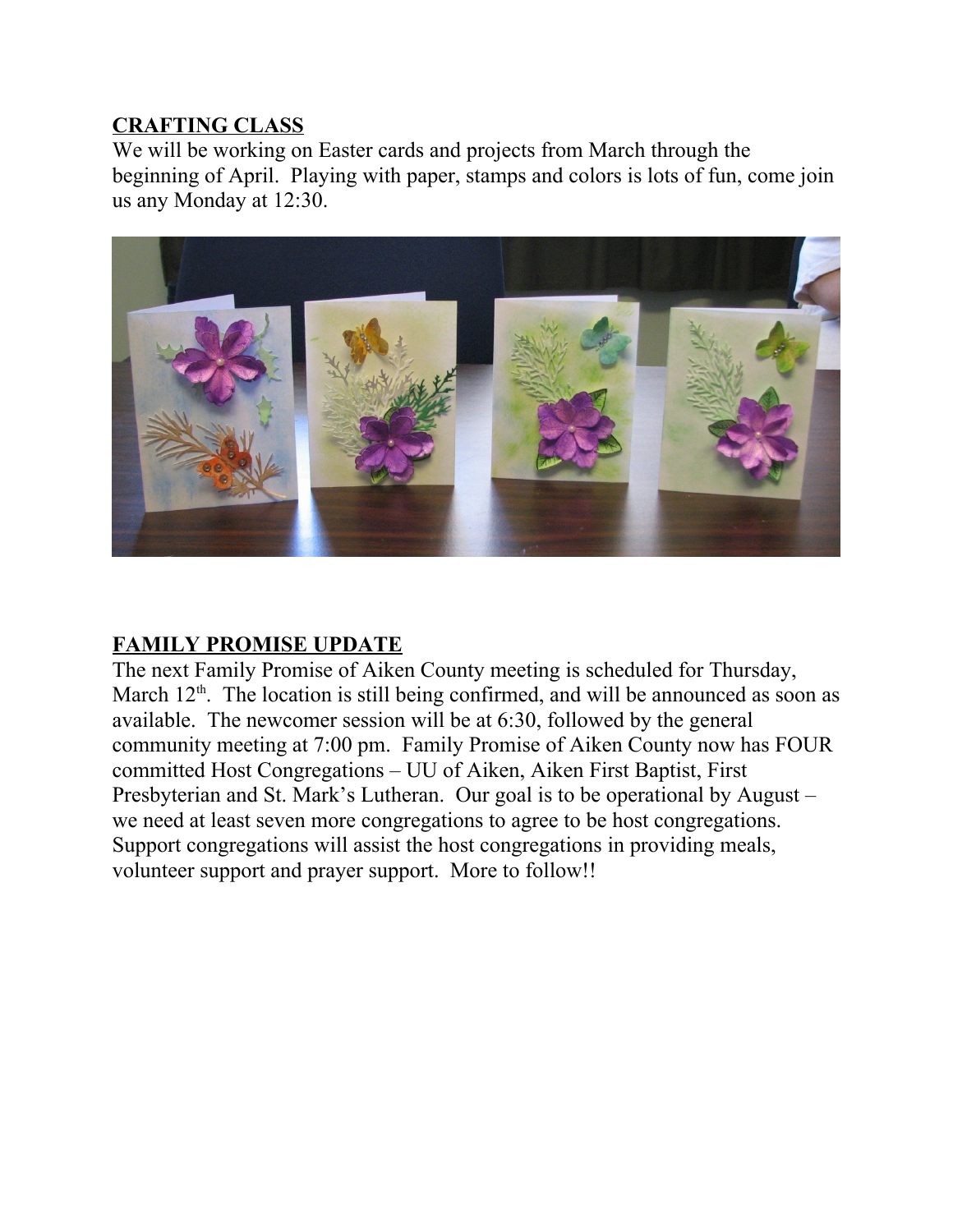## CRAFTING CLASS

We will be working on Easter cards and projects from March through the beginning of April. Playing with paper, stamps and colors is lots of fun, come join us any Monday at 12:30.

## FAMILY PROMISE UPDATE

The next Family Promise of Aiken County meeting is scheduled for Thursday, March 12th. The location is still being confirmed, and will be announced as soon as available. The newcomer session will be at 6:30, followed by the general community meeting at 7:00 pm. Family Promise of Aiken County now has FOUR committed Host Congregations – UU of Aiken, Aiken First Baptist, First Presbyterian and St. Mark's Lutheran. Our goal is to be operational by August – we need at least seven more congregations to agree to be host congregations. Support congregations will assist the host congregations in providing meals, volunteer support and prayer support. More to follow!!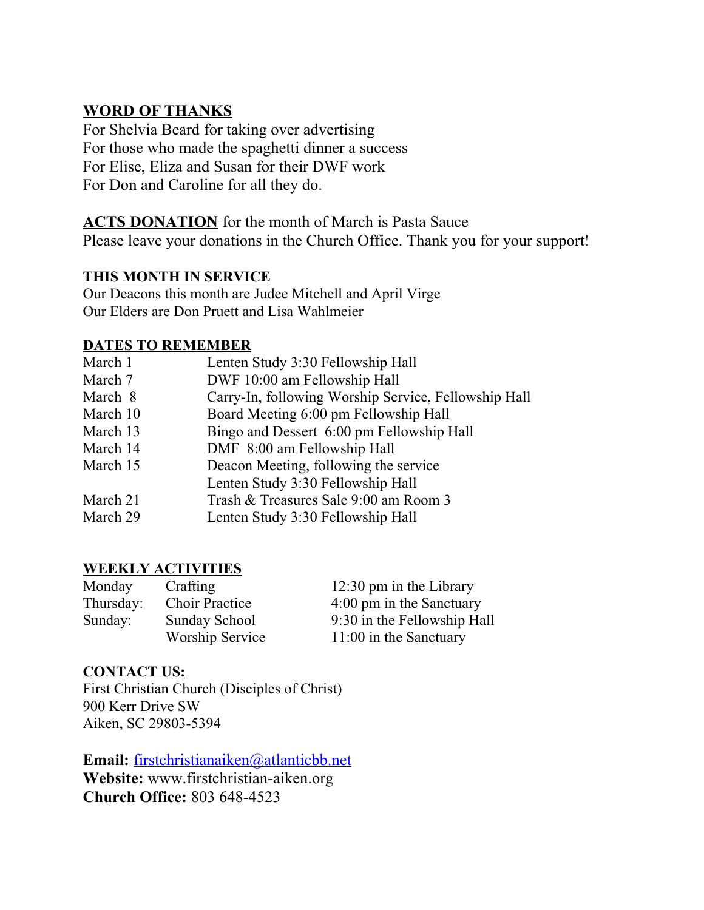**WORD OF THANKS**

For Shelvia Beard for taking over advertising
For those who made the spaghetti dinner a success
For Elise, Eliza and Susan for their DWF work
For Don and Caroline for all they do.

**ACTS DONATION** for the month of March is Pasta Sauce
Please leave your donations in the Church Office. Thank you for your support!

**THIS MONTH IN SERVICE**

Our Deacons this month are Judee Mitchell and April Virge
Our Elders are Don Pruett and Lisa Wahlmeier

**DATES TO REMEMBER**

| | |
|---|---|
| March 1 | Lenten Study 3:30 Fellowship Hall |
| March 7 | DWF 10:00 am Fellowship Hall |
| March 8 | Carry-In, following Worship Service, Fellowship Hall |
| March 10 | Board Meeting 6:00 pm Fellowship Hall |
| March 13 | Bingo and Dessert 6:00 pm Fellowship Hall |
| March 14 | DMF 8:00 am Fellowship Hall |
| March 15 | Deacon Meeting, following the service |
| | Lenten Study 3:30 Fellowship Hall |
| March 21 | Trash & Treasures Sale 9:00 am Room 3 |
| March 29 | Lenten Study 3:30 Fellowship Hall |

**WEEKLY ACTIVITIES**

| | | |
|---|---|---|
| Monday | Crafting | 12:30 pm in the Library |
| Thursday: | Choir Practice | 4:00 pm in the Sanctuary |
| Sunday: | Sunday School | 9:30 in the Fellowship Hall |
| | Worship Service | 11:00 in the Sanctuary |

**CONTACT US:**

First Christian Church (Disciples of Christ)
900 Kerr Drive SW
Aiken, SC 29803-5394

**Email:** firstchristianaiken@atlanticbb.net
**Website:** www.firstchristian-aiken.org
**Church Office:** 803 648-4523